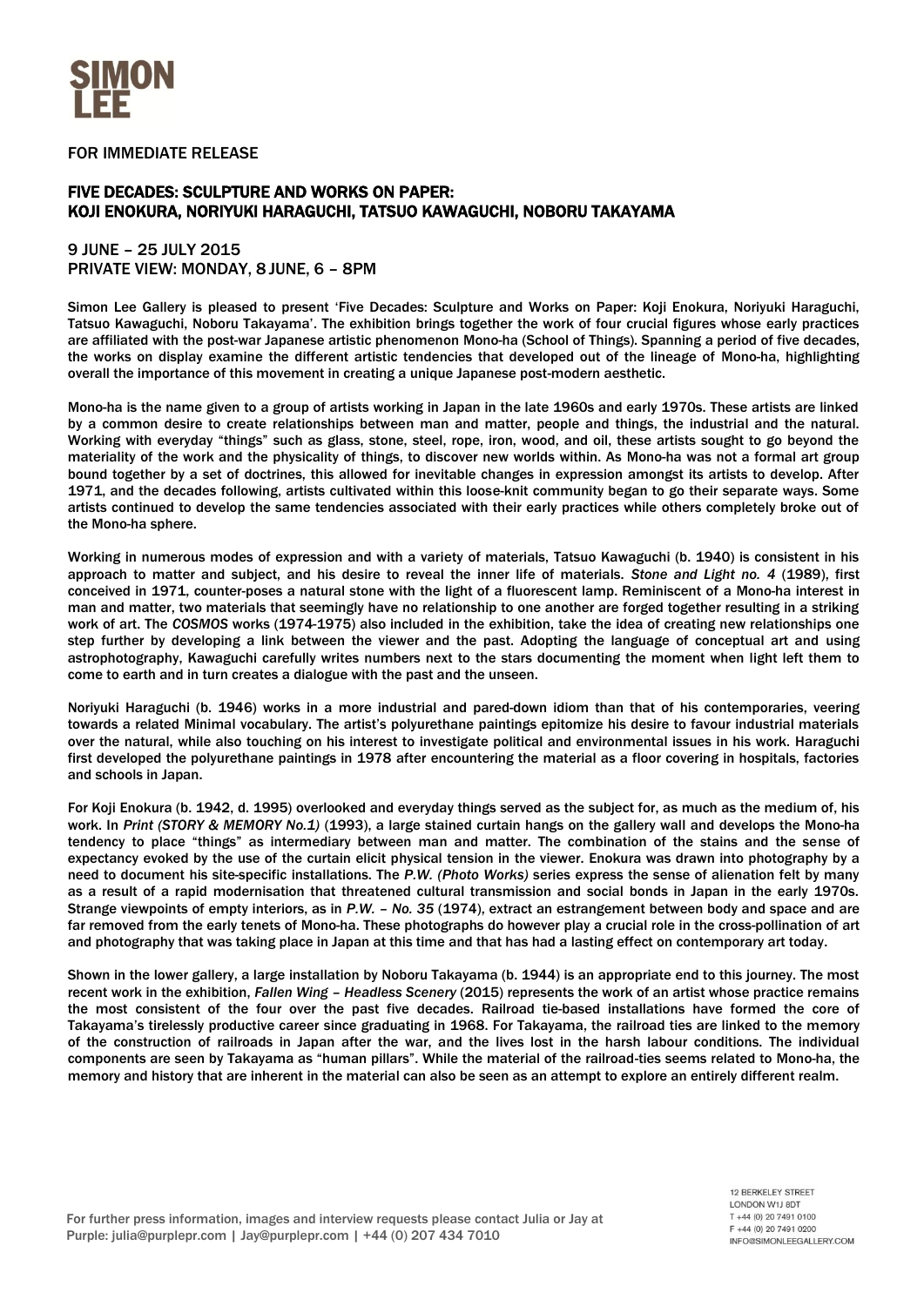SIMON LEE

FOR IMMEDIATE RELEASE

# FIVE DECADES: SCULPTURE AND WORKS ON PAPER: KOJI ENOKURA, NORIYUKI HARAGUCHI, TATSUO KAWAGUCHI, NOBORU TAKAYAMA

9 JUNE – 25 JULY 2015
PRIVATE VIEW: MONDAY, 8 JUNE, 6 – 8PM

Simon Lee Gallery is pleased to present 'Five Decades: Sculpture and Works on Paper: Koji Enokura, Noriyuki Haraguchi, Tatsuo Kawaguchi, Noboru Takayama'. The exhibition brings together the work of four crucial figures whose early practices are affiliated with the post-war Japanese artistic phenomenon Mono-ha (School of Things). Spanning a period of five decades, the works on display examine the different artistic tendencies that developed out of the lineage of Mono-ha, highlighting overall the importance of this movement in creating a unique Japanese post-modern aesthetic.

Mono-ha is the name given to a group of artists working in Japan in the late 1960s and early 1970s. These artists are linked by a common desire to create relationships between man and matter, people and things, the industrial and the natural. Working with everyday "things" such as glass, stone, steel, rope, iron, wood, and oil, these artists sought to go beyond the materiality of the work and the physicality of things, to discover new worlds within. As Mono-ha was not a formal art group bound together by a set of doctrines, this allowed for inevitable changes in expression amongst its artists to develop. After 1971, and the decades following, artists cultivated within this loose-knit community began to go their separate ways. Some artists continued to develop the same tendencies associated with their early practices while others completely broke out of the Mono-ha sphere.

Working in numerous modes of expression and with a variety of materials, Tatsuo Kawaguchi (b. 1940) is consistent in his approach to matter and subject, and his desire to reveal the inner life of materials. *Stone and Light no. 4* (1989), first conceived in 1971, counter-poses a natural stone with the light of a fluorescent lamp. Reminiscent of a Mono-ha interest in man and matter, two materials that seemingly have no relationship to one another are forged together resulting in a striking work of art. The *COSMOS* works (1974-1975) also included in the exhibition, take the idea of creating new relationships one step further by developing a link between the viewer and the past. Adopting the language of conceptual art and using astrophotography, Kawaguchi carefully writes numbers next to the stars documenting the moment when light left them to come to earth and in turn creates a dialogue with the past and the unseen.

Noriyuki Haraguchi (b. 1946) works in a more industrial and pared-down idiom than that of his contemporaries, veering towards a related Minimal vocabulary. The artist's polyurethane paintings epitomize his desire to favour industrial materials over the natural, while also touching on his interest to investigate political and environmental issues in his work. Haraguchi first developed the polyurethane paintings in 1978 after encountering the material as a floor covering in hospitals, factories and schools in Japan.

For Koji Enokura (b. 1942, d. 1995) overlooked and everyday things served as the subject for, as much as the medium of, his work. In *Print (STORY & MEMORY No.1)* (1993), a large stained curtain hangs on the gallery wall and develops the Mono-ha tendency to place "things" as intermediary between man and matter. The combination of the stains and the sense of expectancy evoked by the use of the curtain elicit physical tension in the viewer. Enokura was drawn into photography by a need to document his site-specific installations. The *P.W. (Photo Works)* series express the sense of alienation felt by many as a result of a rapid modernisation that threatened cultural transmission and social bonds in Japan in the early 1970s. Strange viewpoints of empty interiors, as in *P.W. – No. 35* (1974), extract an estrangement between body and space and are far removed from the early tenets of Mono-ha. These photographs do however play a crucial role in the cross-pollination of art and photography that was taking place in Japan at this time and that has had a lasting effect on contemporary art today.

Shown in the lower gallery, a large installation by Noboru Takayama (b. 1944) is an appropriate end to this journey. The most recent work in the exhibition, *Fallen Wing – Headless Scenery* (2015) represents the work of an artist whose practice remains the most consistent of the four over the past five decades. Railroad tie-based installations have formed the core of Takayama's tirelessly productive career since graduating in 1968. For Takayama, the railroad ties are linked to the memory of the construction of railroads in Japan after the war, and the lives lost in the harsh labour conditions. The individual components are seen by Takayama as "human pillars". While the material of the railroad-ties seems related to Mono-ha, the memory and history that are inherent in the material can also be seen as an attempt to explore an entirely different realm.

For further press information, images and interview requests please contact Julia or Jay at Purple: julia@purplepr.com | Jay@purplepr.com | +44 (0) 207 434 7010

12 BERKELEY STREET
LONDON W1J 8DT
T +44 (0) 20 7491 0100
F +44 (0) 20 7491 0200
INFO@SIMONLEEGALLERY.COM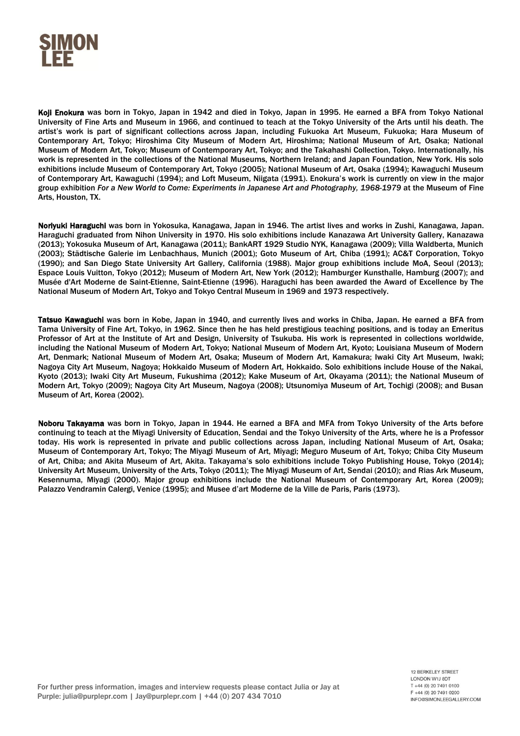**Koji Enokura** was born in Tokyo, Japan in 1942 and died in Tokyo, Japan in 1995. He earned a BFA from Tokyo National University of Fine Arts and Museum in 1966, and continued to teach at the Tokyo University of the Arts until his death. The artist's work is part of significant collections across Japan, including Fukuoka Art Museum, Fukuoka; Hara Museum of Contemporary Art, Tokyo; Hiroshima City Museum of Modern Art, Hiroshima; National Museum of Art, Osaka; National Museum of Modern Art, Tokyo; Museum of Contemporary Art, Tokyo; and the Takahashi Collection, Tokyo. Internationally, his work is represented in the collections of the National Museums, Northern Ireland; and Japan Foundation, New York. His solo exhibitions include Museum of Contemporary Art, Tokyo (2005); National Museum of Art, Osaka (1994); Kawaguchi Museum of Contemporary Art, Kawaguchi (1994); and Loft Museum, Niigata (1991). Enokura's work is currently on view in the major group exhibition *For a New World to Come: Experiments in Japanese Art and Photography, 1968-1979* at the Museum of Fine Arts, Houston, TX.

**Noriyuki Haraguchi** was born in Yokosuka, Kanagawa, Japan in 1946. The artist lives and works in Zushi, Kanagawa, Japan. Haraguchi graduated from Nihon University in 1970. His solo exhibitions include Kanazawa Art University Gallery, Kanazawa (2013); Yokosuka Museum of Art, Kanagawa (2011); BankART 1929 Studio NYK, Kanagawa (2009); Villa Waldberta, Munich (2003); Städtische Galerie im Lenbachhaus, Munich (2001); Goto Museum of Art, Chiba (1991); AC&T Corporation, Tokyo (1990); and San Diego State University Art Gallery, California (1988). Major group exhibitions include MoA, Seoul (2013); Espace Louis Vuitton, Tokyo (2012); Museum of Modern Art, New York (2012); Hamburger Kunsthalle, Hamburg (2007); and Musée d'Art Moderne de Saint-Etienne, Saint-Etienne (1996). Haraguchi has been awarded the Award of Excellence by The National Museum of Modern Art, Tokyo and Tokyo Central Museum in 1969 and 1973 respectively.

**Tatsuo Kawaguchi** was born in Kobe, Japan in 1940, and currently lives and works in Chiba, Japan. He earned a BFA from Tama University of Fine Art, Tokyo, in 1962. Since then he has held prestigious teaching positions, and is today an Emeritus Professor of Art at the Institute of Art and Design, University of Tsukuba. His work is represented in collections worldwide, including the National Museum of Modern Art, Tokyo; National Museum of Modern Art, Kyoto; Louisiana Museum of Modern Art, Denmark; National Museum of Modern Art, Osaka; Museum of Modern Art, Kamakura; Iwaki City Art Museum, Iwaki; Nagoya City Art Museum, Nagoya; Hokkaido Museum of Modern Art, Hokkaido. Solo exhibitions include House of the Nakai, Kyoto (2013); Iwaki City Art Museum, Fukushima (2012); Kake Museum of Art, Okayama (2011); the National Museum of Modern Art, Tokyo (2009); Nagoya City Art Museum, Nagoya (2008); Utsunomiya Museum of Art, Tochigi (2008); and Busan Museum of Art, Korea (2002).

**Noboru Takayama** was born in Tokyo, Japan in 1944. He earned a BFA and MFA from Tokyo University of the Arts before continuing to teach at the Miyagi University of Education, Sendai and the Tokyo University of the Arts, where he is a Professor today. His work is represented in private and public collections across Japan, including National Museum of Art, Osaka; Museum of Contemporary Art, Tokyo; The Miyagi Museum of Art, Miyagi; Meguro Museum of Art, Tokyo; Chiba City Museum of Art, Chiba; and Akita Museum of Art, Akita. Takayama's solo exhibitions include Tokyo Publishing House, Tokyo (2014); University Art Museum, University of the Arts, Tokyo (2011); The Miyagi Museum of Art, Sendai (2010); and Rias Ark Museum, Kesennuma, Miyagi (2000). Major group exhibitions include the National Museum of Contemporary Art, Korea (2009); Palazzo Vendramin Calergi, Venice (1995); and Musee d'art Moderne de la Ville de Paris, Paris (1973).

For further press information, images and interview requests please contact Julia or Jay at Purple: julia@purplepr.com | Jay@purplepr.com | +44 (0) 207 434 7010